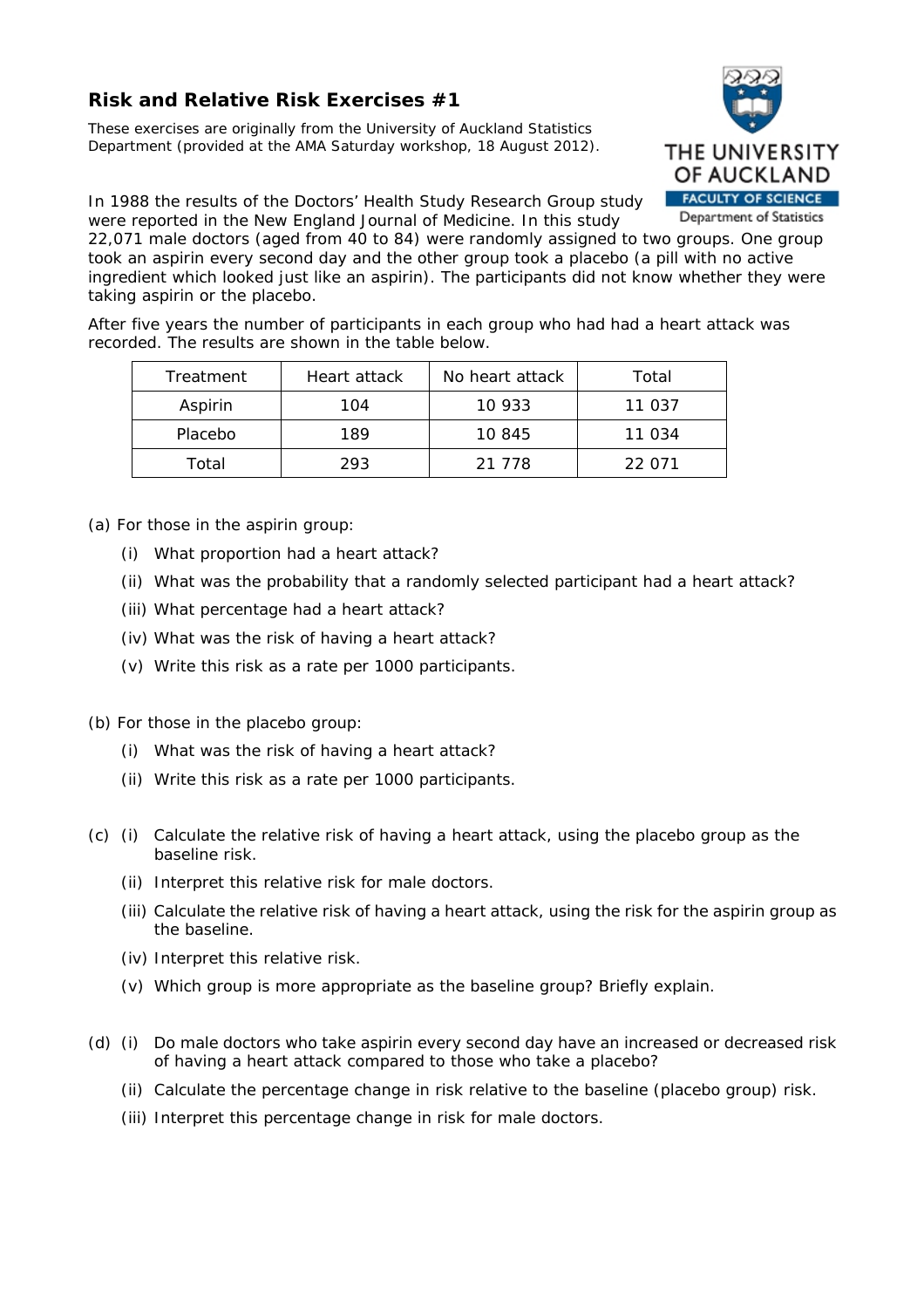# Risk and Relative Risk Exercises #1

These exercises are originally from the University of Auckland Statistics Department (provided at the AMA Saturday workshop, 18 August 2012).

In 1988 the results of the Doctors' Health Study Research Group study were reported in the New England Journal of Medicine. In this study 22,071 male doctors (aged from 40 to 84) were randomly assigned to two groups. One group took an aspirin every second day and the other group took a placebo (a pill with no active ingredient which looked just like an aspirin). The participants did not know whether they were taking aspirin or the placebo.

After five years the number of participants in each group who had had a heart attack was recorded. The results are shown in the table below.

| Treatment | Heart attack | No heart attack | Total |
|---|---|---|---|
| Aspirin | 104 | 10 933 | 11 037 |
| Placebo | 189 | 10 845 | 11 034 |
| Total | 293 | 21 778 | 22 071 |

(a) For those in the aspirin group:

- (i) What proportion had a heart attack?
- (ii) What was the probability that a randomly selected participant had a heart attack?
- (iii) What percentage had a heart attack?
- (iv) What was the risk of having a heart attack?
- (v) Write this risk as a rate per 1000 participants.

(b) For those in the placebo group:

- (i) What was the risk of having a heart attack?
- (ii) Write this risk as a rate per 1000 participants.

(c)
- (i) Calculate the relative risk of having a heart attack, using the placebo group as the baseline risk.
- (ii) Interpret this relative risk for male doctors.
- (iii) Calculate the relative risk of having a heart attack, using the risk for the aspirin group as the baseline.
- (iv) Interpret this relative risk.
- (v) Which group is more appropriate as the baseline group? Briefly explain.

(d)
- (i) Do male doctors who take aspirin every second day have an increased or decreased risk of having a heart attack compared to those who take a placebo?
- (ii) Calculate the percentage change in risk relative to the baseline (placebo group) risk.
- (iii) Interpret this percentage change in risk for male doctors.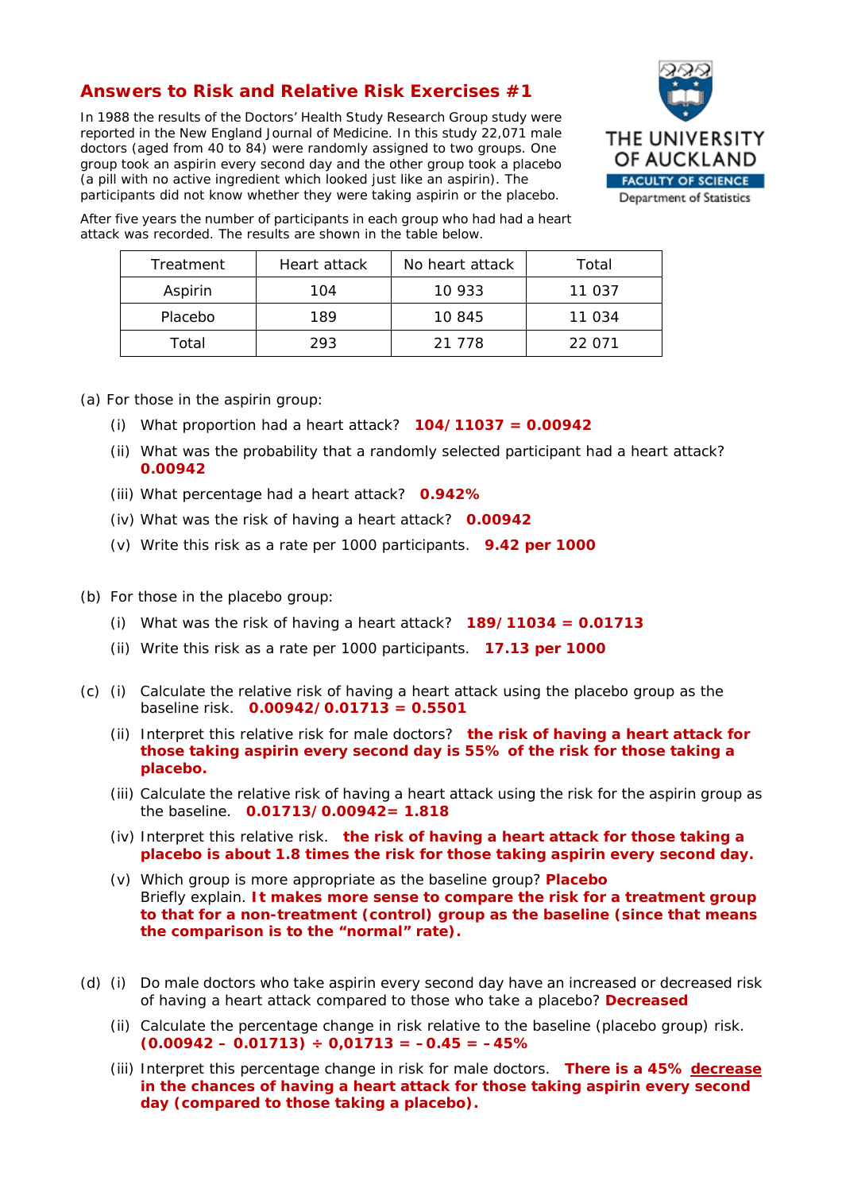# Answers to Risk and Relative Risk Exercises #1

THE UNIVERSITY OF AUCKLAND
FACULTY OF SCIENCE
Department of Statistics

In 1988 the results of the Doctors' Health Study Research Group study were reported in the New England Journal of Medicine. In this study 22,071 male doctors (aged from 40 to 84) were randomly assigned to two groups. One group took an aspirin every second day and the other group took a placebo (a pill with no active ingredient which looked just like an aspirin). The participants did not know whether they were taking aspirin or the placebo.

After five years the number of participants in each group who had had a heart attack was recorded. The results are shown in the table below.

| Treatment | Heart attack | No heart attack | Total |
|---|---|---|---|
| Aspirin | 104 | 10 933 | 11 037 |
| Placebo | 189 | 10 845 | 11 034 |
| Total | 293 | 21 778 | 22 071 |

(a) For those in the aspirin group:

- (i) What proportion had a heart attack? **104/11037 = 0.00942**
- (ii) What was the probability that a randomly selected participant had a heart attack? **0.00942**
- (iii) What percentage had a heart attack? **0.942%**
- (iv) What was the risk of having a heart attack? **0.00942**
- (v) Write this risk as a rate per 1000 participants. **9.42 per 1000**

(b) For those in the placebo group:

- (i) What was the risk of having a heart attack? **189/11034 = 0.01713**
- (ii) Write this risk as a rate per 1000 participants. **17.13 per 1000**

(c)

- (i) Calculate the relative risk of having a heart attack using the placebo group as the baseline risk. **0.00942/0.01713 = 0.5501**
- (ii) Interpret this relative risk for male doctors? **the risk of having a heart attack for those taking aspirin every second day is 55% of the risk for those taking a placebo.**
- (iii) Calculate the relative risk of having a heart attack using the risk for the aspirin group as the baseline. **0.01713/0.00942= 1.818**
- (iv) Interpret this relative risk. **the risk of having a heart attack for those taking a placebo is about 1.8 times the risk for those taking aspirin every second day.**
- (v) Which group is more appropriate as the baseline group? **Placebo**
  Briefly explain. **It makes more sense to compare the risk for a treatment group to that for a non-treatment (control) group as the baseline (since that means the comparison is to the "normal" rate).**

(d)

- (i) Do male doctors who take aspirin every second day have an increased or decreased risk of having a heart attack compared to those who take a placebo? **Decreased**
- (ii) Calculate the percentage change in risk relative to the baseline (placebo group) risk.
  **(0.00942 – 0.01713) ÷ 0,01713 = –0.45 = –45%**
- (iii) Interpret this percentage change in risk for male doctors. **There is a 45% decrease in the chances of having a heart attack for those taking aspirin every second day (compared to those taking a placebo).**